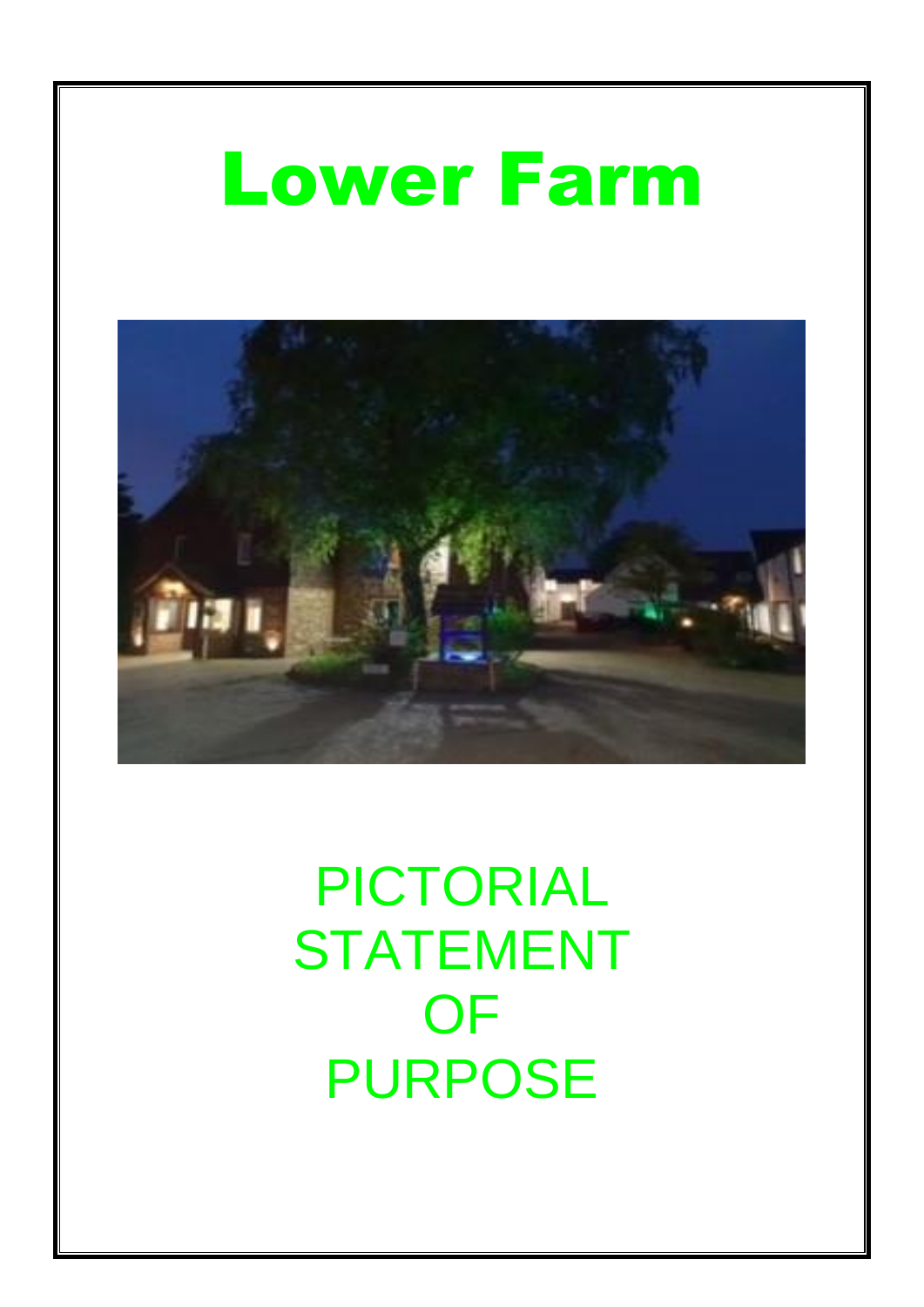# Lower Farm

PICTORIAL STATEMENT OF PURPOSE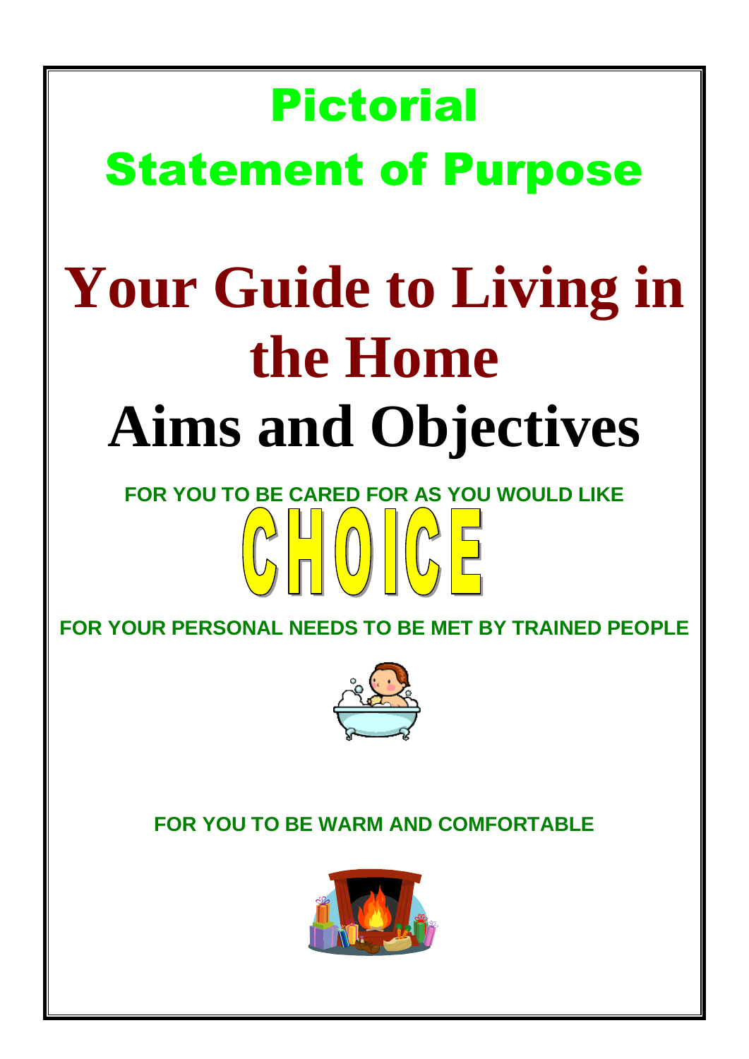# Pictorial Statement of Purpose

# Your Guide to Living in the Home

## Aims and Objectives

**FOR YOU TO BE CARED FOR AS YOU WOULD LIKE**

**CHOICE**

**FOR YOUR PERSONAL NEEDS TO BE MET BY TRAINED PEOPLE**

**FOR YOU TO BE WARM AND COMFORTABLE**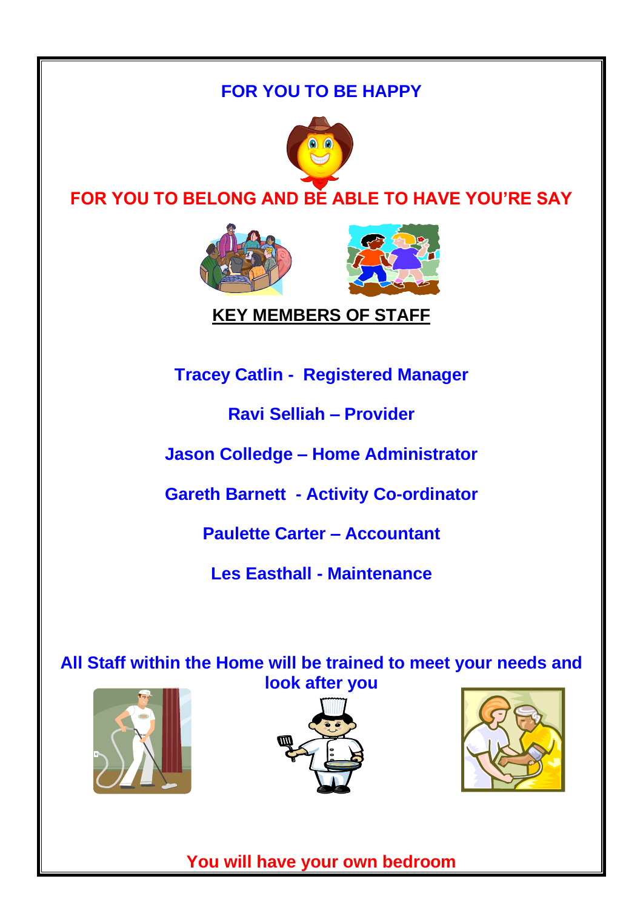**FOR YOU TO BE HAPPY**

**FOR YOU TO BELONG AND BE ABLE TO HAVE YOU'RE SAY**

## KEY MEMBERS OF STAFF

**Tracey Catlin - Registered Manager**

**Ravi Selliah – Provider**

**Jason Colledge – Home Administrator**

**Gareth Barnett - Activity Co-ordinator**

**Paulette Carter – Accountant**

**Les Easthall - Maintenance**

**All Staff within the Home will be trained to meet your needs and look after you**

**You will have your own bedroom**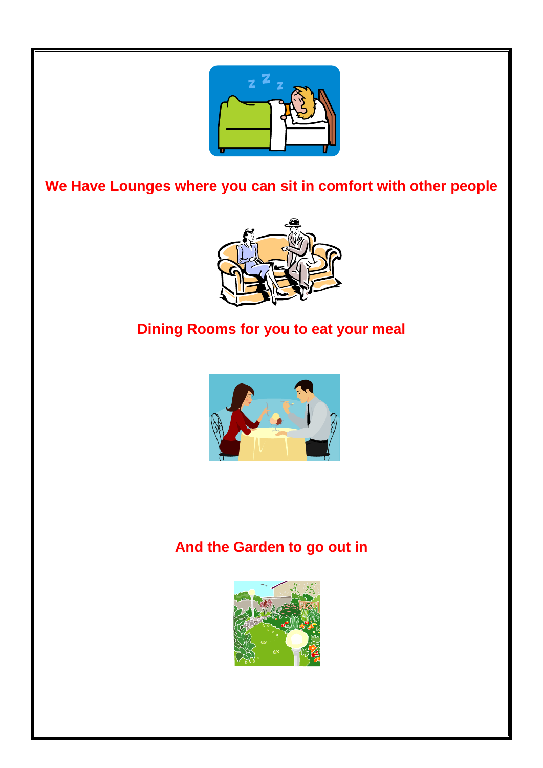**We Have Lounges where you can sit in comfort with other people**

**Dining Rooms for you to eat your meal**

**And the Garden to go out in**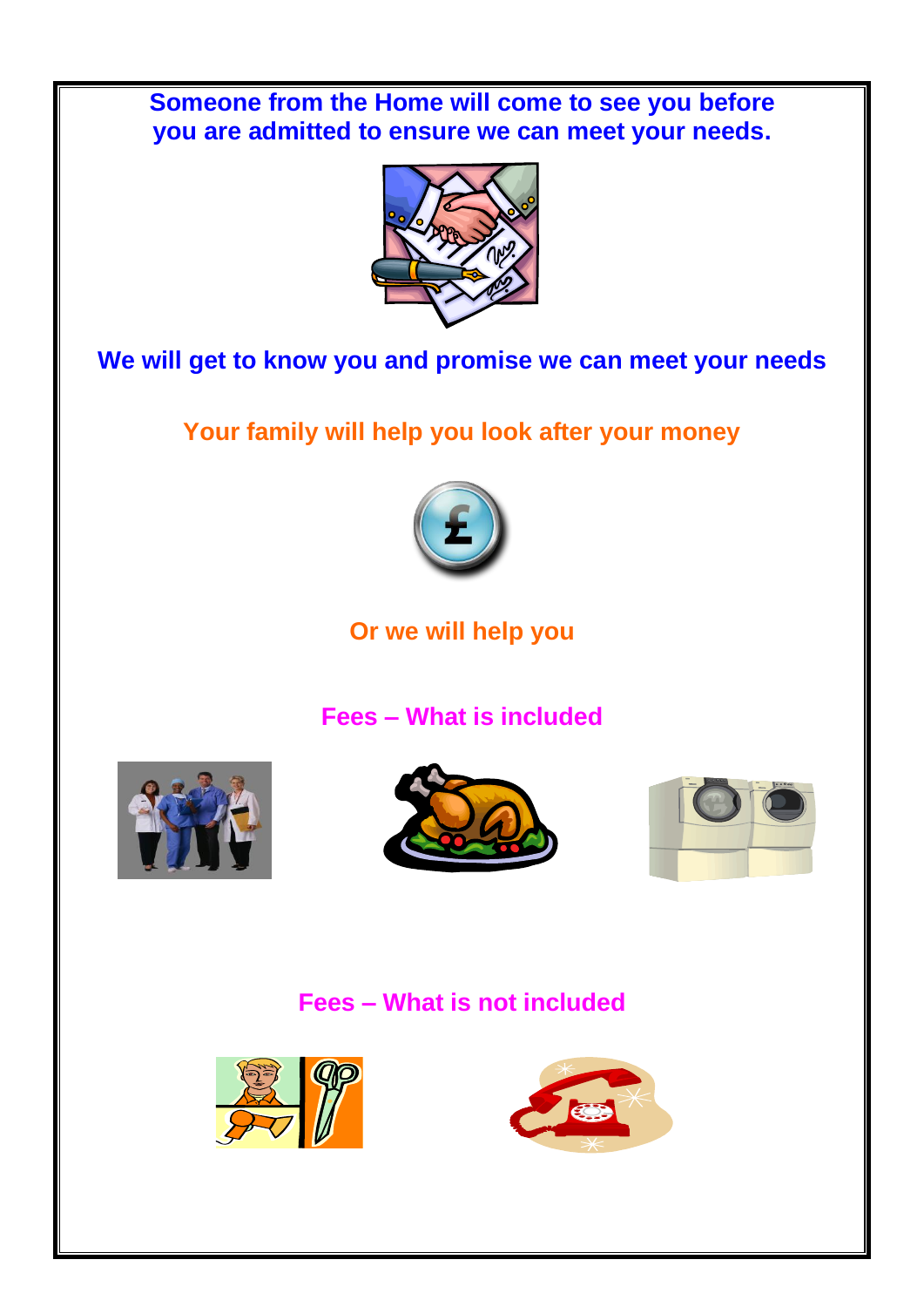**Someone from the Home will come to see you before you are admitted to ensure we can meet your needs.**

**We will get to know you and promise we can meet your needs**

**Your family will help you look after your money**

**Or we will help you**

**Fees – What is included**

**Fees – What is not included**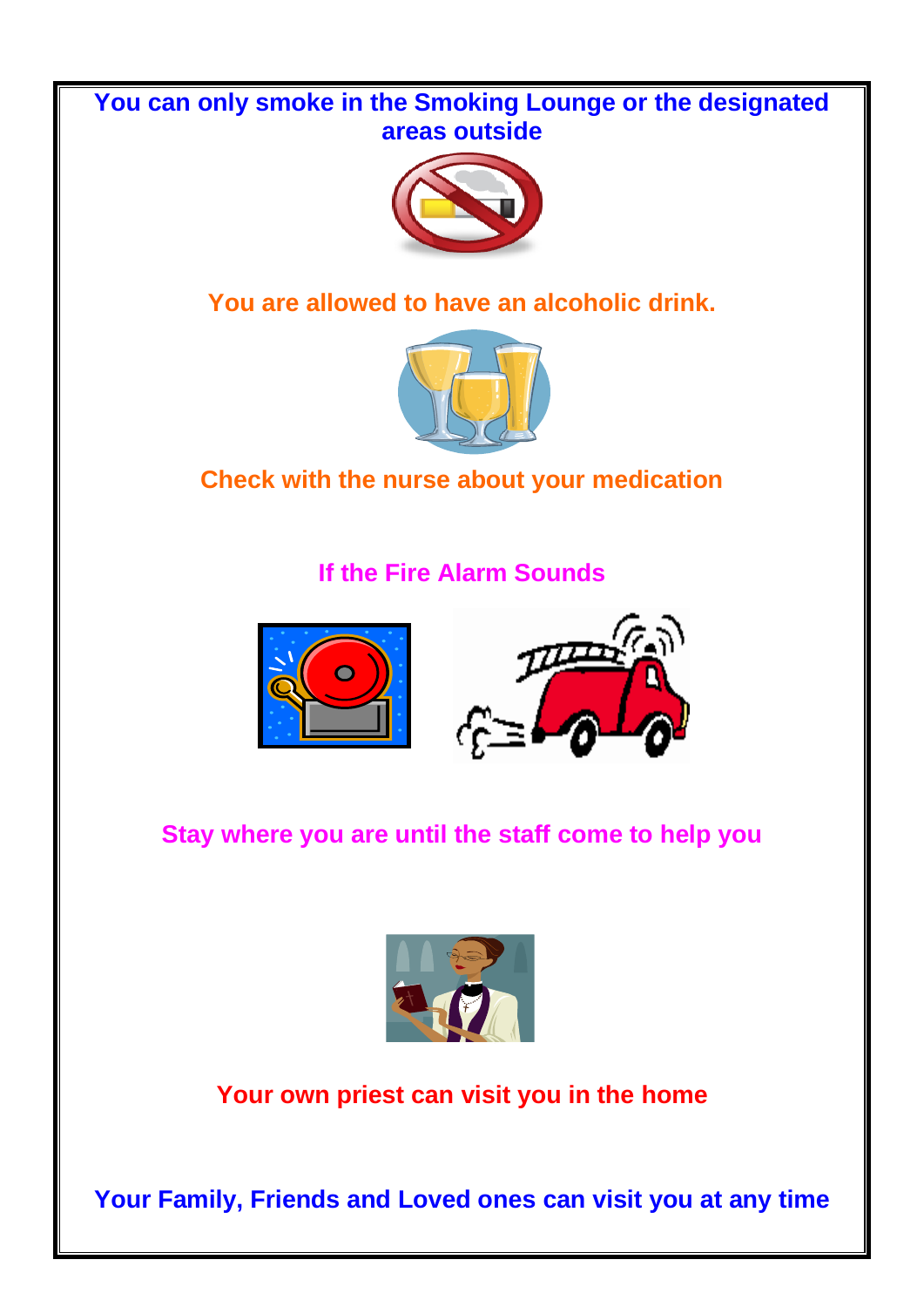**You can only smoke in the Smoking Lounge or the designated areas outside**

**You are allowed to have an alcoholic drink.**

**Check with the nurse about your medication**

**If the Fire Alarm Sounds**

**Stay where you are until the staff come to help you**

**Your own priest can visit you in the home**

**Your Family, Friends and Loved ones can visit you at any time**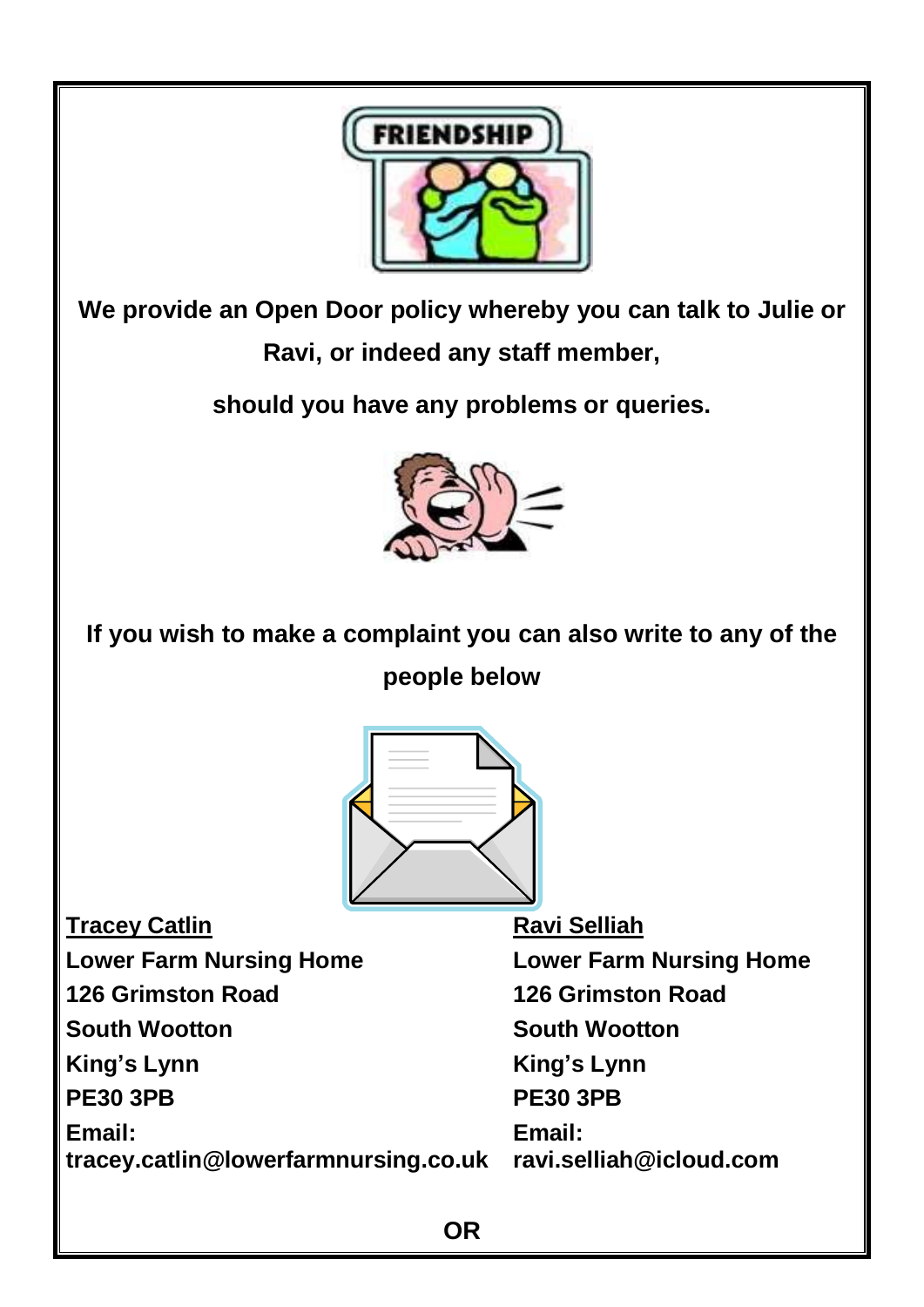**We provide an Open Door policy whereby you can talk to Julie or Ravi, or indeed any staff member,**

**should you have any problems or queries.**

**If you wish to make a complaint you can also write to any of the people below**

**<u>Tracey Catlin</u>**
**Lower Farm Nursing Home**
**126 Grimston Road**
**South Wootton**
**King's Lynn**
**PE30 3PB**
**Email:**
**tracey.catlin@lowerfarmnursing.co.uk**

**<u>Ravi Selliah</u>**
**Lower Farm Nursing Home**
**126 Grimston Road**
**South Wootton**
**King's Lynn**
**PE30 3PB**
**Email:**
**ravi.selliah@icloud.com**

**OR**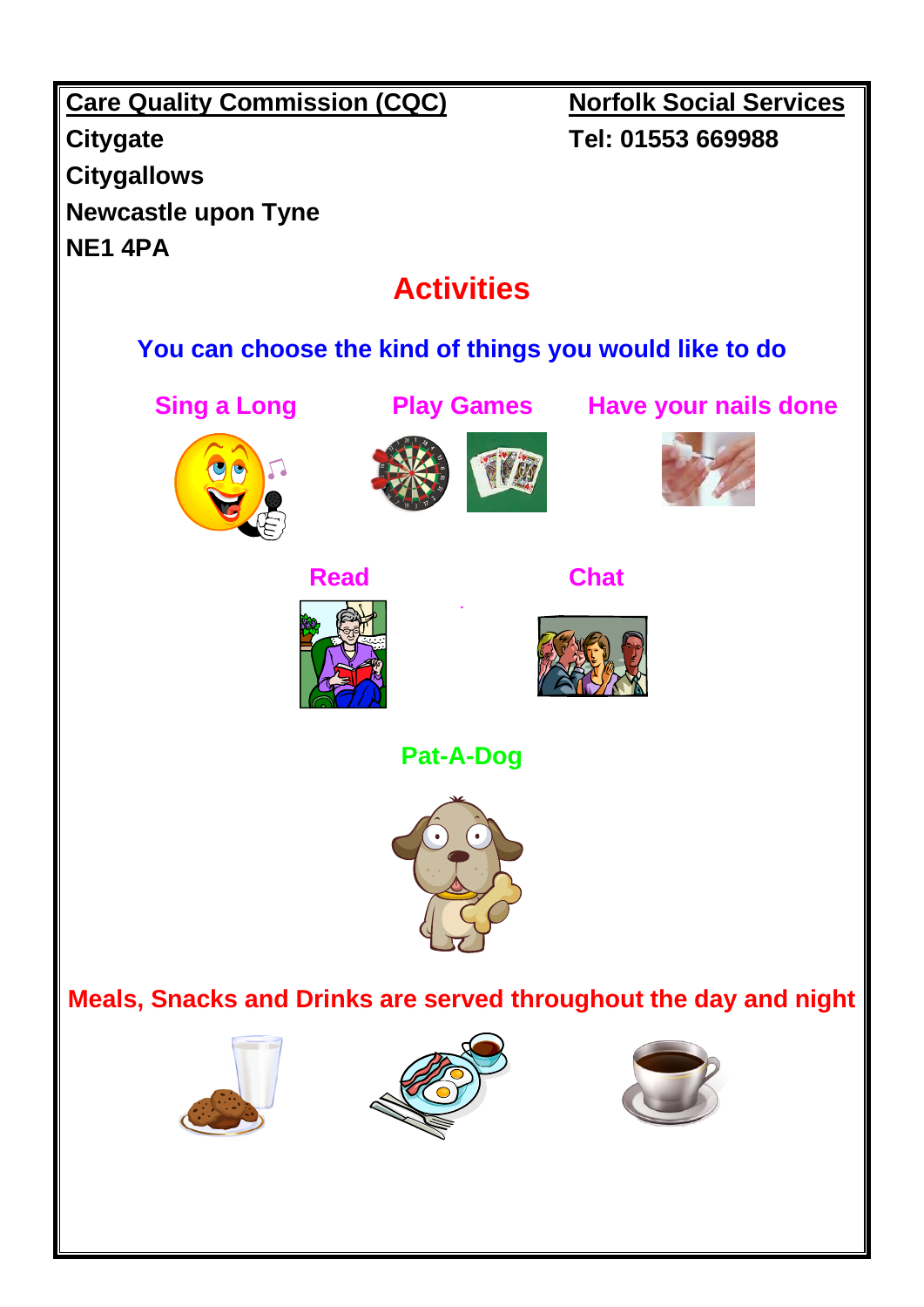**Care Quality Commission (CQC)**
**Citygate**
**Citygallows**
**Newcastle upon Tyne**
**NE1 4PA**

**Norfolk Social Services**
**Tel: 01553 669988**

# Activities

**You can choose the kind of things you would like to do**

**Sing a Long**

**Play Games**

**Have your nails done**

**Read**

**Chat**

**Pat-A-Dog**

**Meals, Snacks and Drinks are served throughout the day and night**